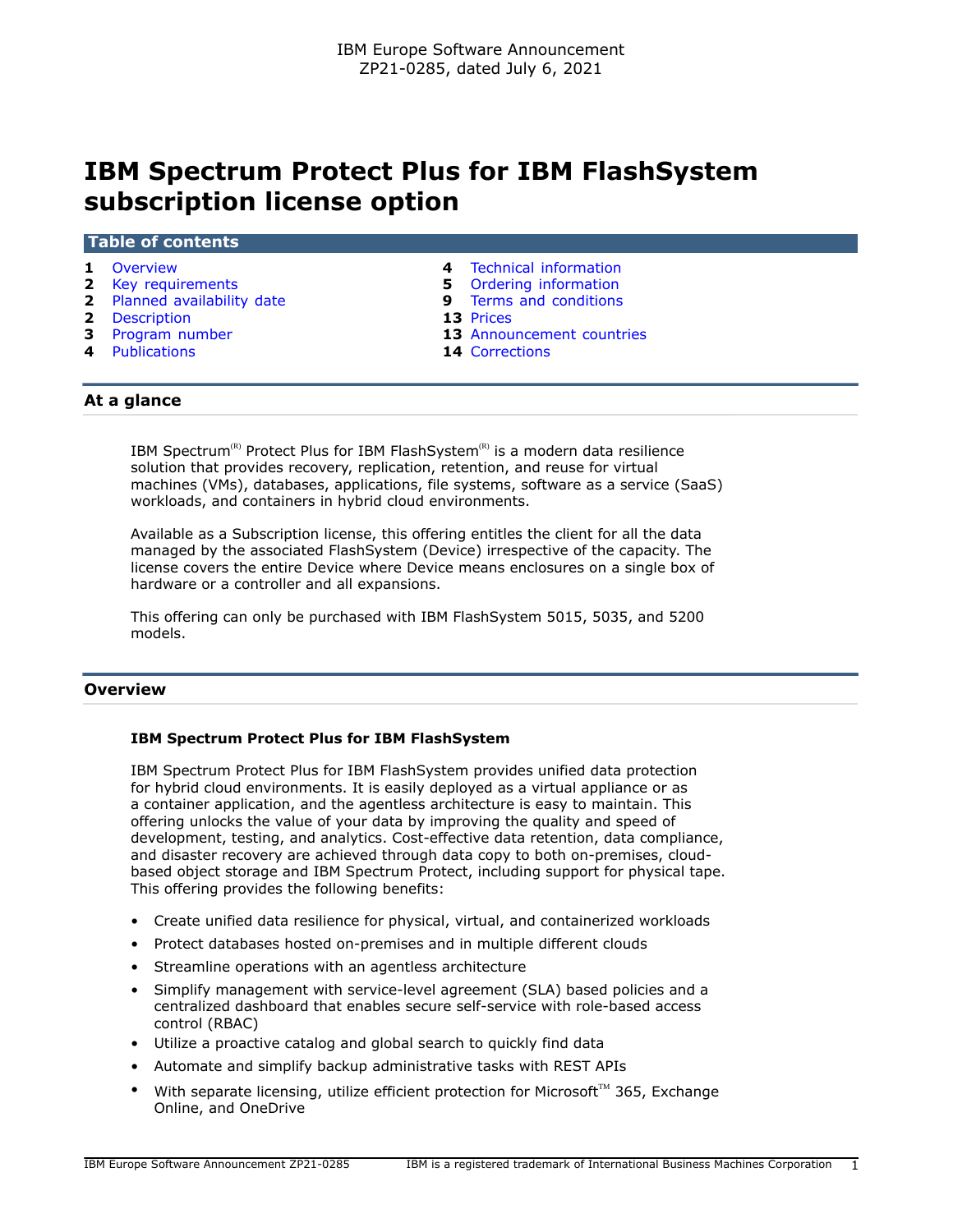IBM Europe Software Announcement
ZP21-0285, dated July 6, 2021

# IBM Spectrum Protect Plus for IBM FlashSystem subscription license option

## Table of contents

| | | | |
|---|---|---|---|
| 1 | Overview | 4 | Technical information |
| 2 | Key requirements | 5 | Ordering information |
| 2 | Planned availability date | 9 | Terms and conditions |
| 2 | Description | 13 | Prices |
| 3 | Program number | 13 | Announcement countries |
| 4 | Publications | 14 | Corrections |

## At a glance

IBM Spectrum(R) Protect Plus for IBM FlashSystem(R) is a modern data resilience solution that provides recovery, replication, retention, and reuse for virtual machines (VMs), databases, applications, file systems, software as a service (SaaS) workloads, and containers in hybrid cloud environments.

Available as a Subscription license, this offering entitles the client for all the data managed by the associated FlashSystem (Device) irrespective of the capacity. The license covers the entire Device where Device means enclosures on a single box of hardware or a controller and all expansions.

This offering can only be purchased with IBM FlashSystem 5015, 5035, and 5200 models.

## Overview

### IBM Spectrum Protect Plus for IBM FlashSystem

IBM Spectrum Protect Plus for IBM FlashSystem provides unified data protection for hybrid cloud environments. It is easily deployed as a virtual appliance or as a container application, and the agentless architecture is easy to maintain. This offering unlocks the value of your data by improving the quality and speed of development, testing, and analytics. Cost-effective data retention, data compliance, and disaster recovery are achieved through data copy to both on-premises, cloud-based object storage and IBM Spectrum Protect, including support for physical tape. This offering provides the following benefits:

- Create unified data resilience for physical, virtual, and containerized workloads
- Protect databases hosted on-premises and in multiple different clouds
- Streamline operations with an agentless architecture
- Simplify management with service-level agreement (SLA) based policies and a centralized dashboard that enables secure self-service with role-based access control (RBAC)
- Utilize a proactive catalog and global search to quickly find data
- Automate and simplify backup administrative tasks with REST APIs
- With separate licensing, utilize efficient protection for Microsoft(TM) 365, Exchange Online, and OneDrive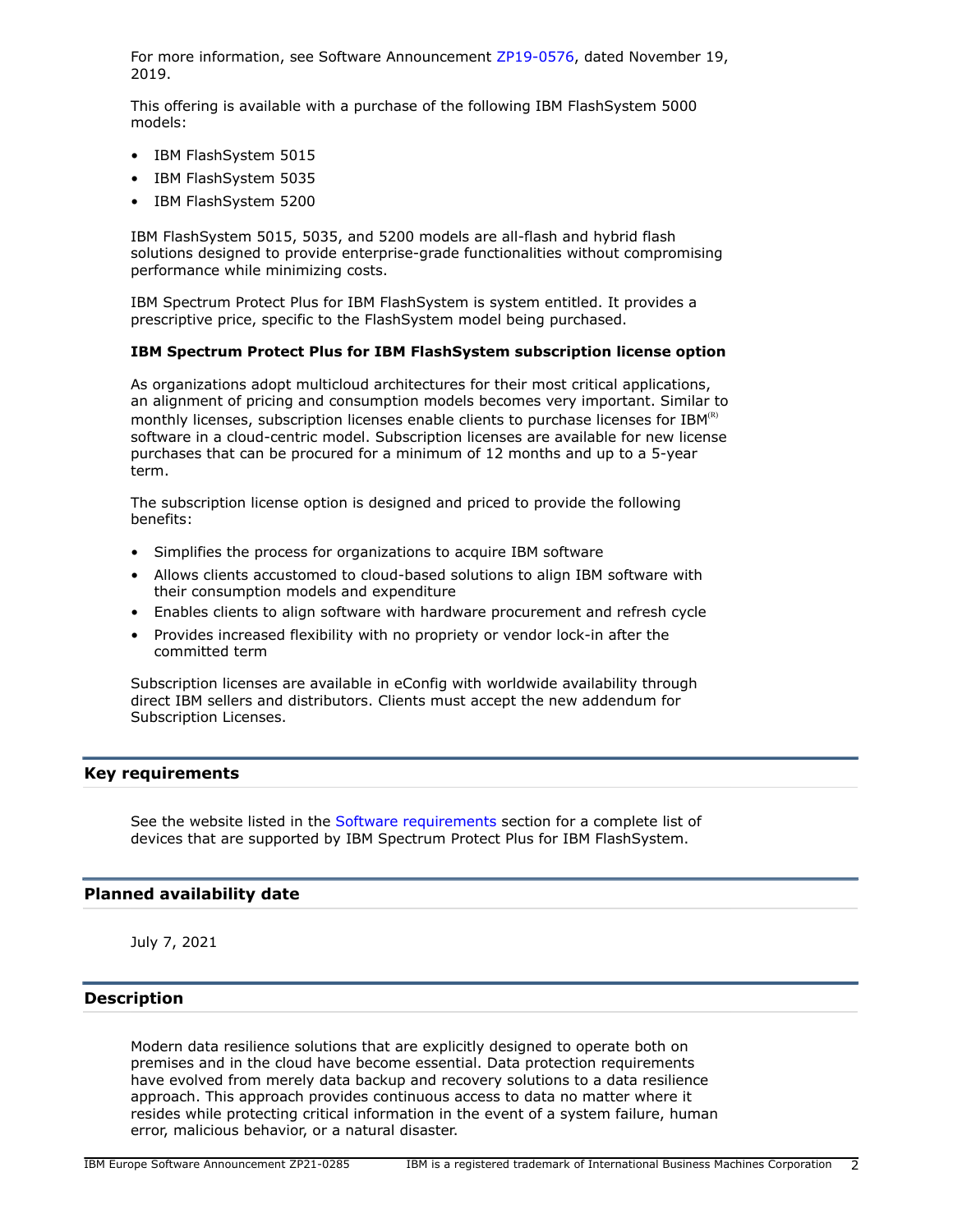For more information, see Software Announcement ZP19-0576, dated November 19, 2019.

This offering is available with a purchase of the following IBM FlashSystem 5000 models:

- IBM FlashSystem 5015
- IBM FlashSystem 5035
- IBM FlashSystem 5200

IBM FlashSystem 5015, 5035, and 5200 models are all-flash and hybrid flash solutions designed to provide enterprise-grade functionalities without compromising performance while minimizing costs.

IBM Spectrum Protect Plus for IBM FlashSystem is system entitled. It provides a prescriptive price, specific to the FlashSystem model being purchased.

**IBM Spectrum Protect Plus for IBM FlashSystem subscription license option**

As organizations adopt multicloud architectures for their most critical applications, an alignment of pricing and consumption models becomes very important. Similar to monthly licenses, subscription licenses enable clients to purchase licenses for IBM(R) software in a cloud-centric model. Subscription licenses are available for new license purchases that can be procured for a minimum of 12 months and up to a 5-year term.

The subscription license option is designed and priced to provide the following benefits:

- Simplifies the process for organizations to acquire IBM software
- Allows clients accustomed to cloud-based solutions to align IBM software with their consumption models and expenditure
- Enables clients to align software with hardware procurement and refresh cycle
- Provides increased flexibility with no propriety or vendor lock-in after the committed term

Subscription licenses are available in eConfig with worldwide availability through direct IBM sellers and distributors. Clients must accept the new addendum for Subscription Licenses.

## Key requirements

See the website listed in the Software requirements section for a complete list of devices that are supported by IBM Spectrum Protect Plus for IBM FlashSystem.

## Planned availability date

July 7, 2021

## Description

Modern data resilience solutions that are explicitly designed to operate both on premises and in the cloud have become essential. Data protection requirements have evolved from merely data backup and recovery solutions to a data resilience approach. This approach provides continuous access to data no matter where it resides while protecting critical information in the event of a system failure, human error, malicious behavior, or a natural disaster.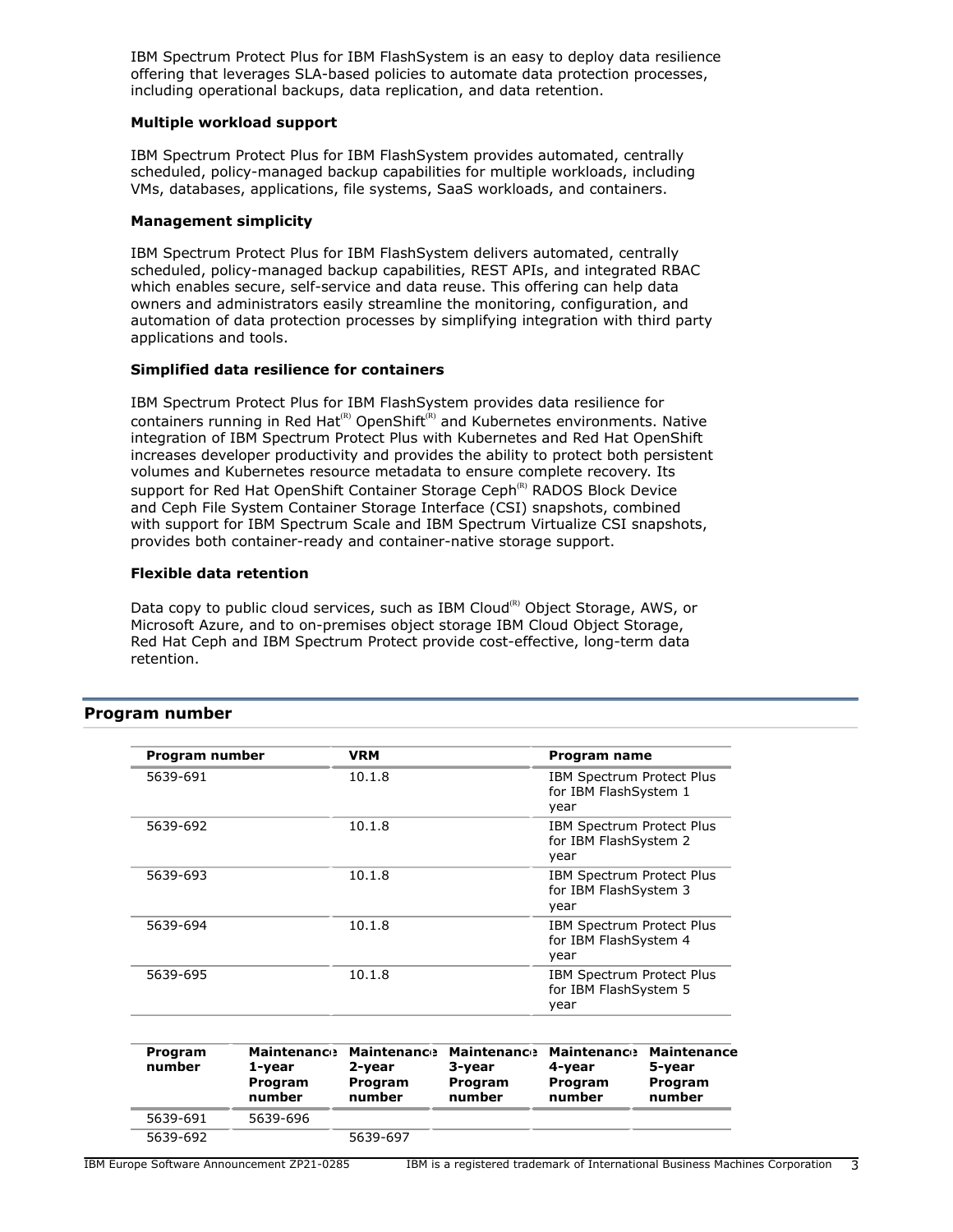IBM Spectrum Protect Plus for IBM FlashSystem is an easy to deploy data resilience offering that leverages SLA-based policies to automate data protection processes, including operational backups, data replication, and data retention.

**Multiple workload support**

IBM Spectrum Protect Plus for IBM FlashSystem provides automated, centrally scheduled, policy-managed backup capabilities for multiple workloads, including VMs, databases, applications, file systems, SaaS workloads, and containers.

**Management simplicity**

IBM Spectrum Protect Plus for IBM FlashSystem delivers automated, centrally scheduled, policy-managed backup capabilities, REST APIs, and integrated RBAC which enables secure, self-service and data reuse. This offering can help data owners and administrators easily streamline the monitoring, configuration, and automation of data protection processes by simplifying integration with third party applications and tools.

**Simplified data resilience for containers**

IBM Spectrum Protect Plus for IBM FlashSystem provides data resilience for containers running in Red Hat(R) OpenShift(R) and Kubernetes environments. Native integration of IBM Spectrum Protect Plus with Kubernetes and Red Hat OpenShift increases developer productivity and provides the ability to protect both persistent volumes and Kubernetes resource metadata to ensure complete recovery. Its support for Red Hat OpenShift Container Storage Ceph(R) RADOS Block Device and Ceph File System Container Storage Interface (CSI) snapshots, combined with support for IBM Spectrum Scale and IBM Spectrum Virtualize CSI snapshots, provides both container-ready and container-native storage support.

**Flexible data retention**

Data copy to public cloud services, such as IBM Cloud(R) Object Storage, AWS, or Microsoft Azure, and to on-premises object storage IBM Cloud Object Storage, Red Hat Ceph and IBM Spectrum Protect provide cost-effective, long-term data retention.

## Program number

| Program number | VRM | Program name |
|---|---|---|
| 5639-691 | 10.1.8 | IBM Spectrum Protect Plus for IBM FlashSystem 1 year |
| 5639-692 | 10.1.8 | IBM Spectrum Protect Plus for IBM FlashSystem 2 year |
| 5639-693 | 10.1.8 | IBM Spectrum Protect Plus for IBM FlashSystem 3 year |
| 5639-694 | 10.1.8 | IBM Spectrum Protect Plus for IBM FlashSystem 4 year |
| 5639-695 | 10.1.8 | IBM Spectrum Protect Plus for IBM FlashSystem 5 year |

| Program number | Maintenance 1-year Program number | Maintenance 2-year Program number | Maintenance 3-year Program number | Maintenance 4-year Program number | Maintenance 5-year Program number |
|---|---|---|---|---|---|
| 5639-691 | 5639-696 | | | | |
| 5639-692 | | 5639-697 | | | |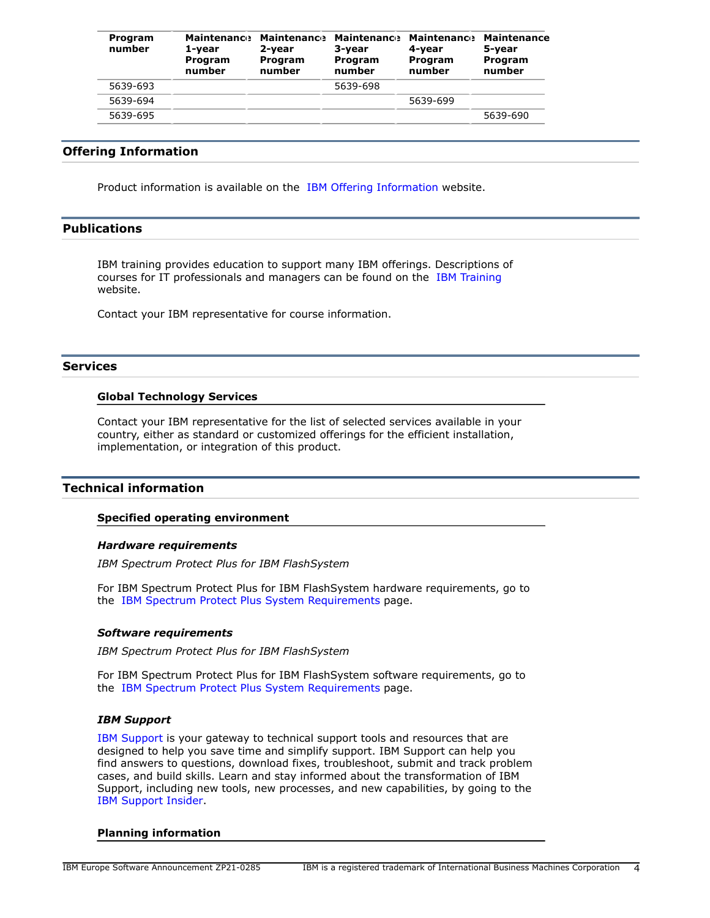| Program number | Maintenance 1-year Program number | Maintenance 2-year Program number | Maintenance 3-year Program number | Maintenance 4-year Program number | Maintenance 5-year Program number |
|---|---|---|---|---|---|
| 5639-693 | | | 5639-698 | | |
| 5639-694 | | | | 5639-699 | |
| 5639-695 | | | | | 5639-690 |

## Offering Information

Product information is available on the IBM Offering Information website.

## Publications

IBM training provides education to support many IBM offerings. Descriptions of courses for IT professionals and managers can be found on the IBM Training website.

Contact your IBM representative for course information.

## Services

### Global Technology Services

Contact your IBM representative for the list of selected services available in your country, either as standard or customized offerings for the efficient installation, implementation, or integration of this product.

## Technical information

### Specified operating environment

#### *Hardware requirements*

*IBM Spectrum Protect Plus for IBM FlashSystem*

For IBM Spectrum Protect Plus for IBM FlashSystem hardware requirements, go to the IBM Spectrum Protect Plus System Requirements page.

#### *Software requirements*

*IBM Spectrum Protect Plus for IBM FlashSystem*

For IBM Spectrum Protect Plus for IBM FlashSystem software requirements, go to the IBM Spectrum Protect Plus System Requirements page.

#### *IBM Support*

IBM Support is your gateway to technical support tools and resources that are designed to help you save time and simplify support. IBM Support can help you find answers to questions, download fixes, troubleshoot, submit and track problem cases, and build skills. Learn and stay informed about the transformation of IBM Support, including new tools, new processes, and new capabilities, by going to the IBM Support Insider.

### Planning information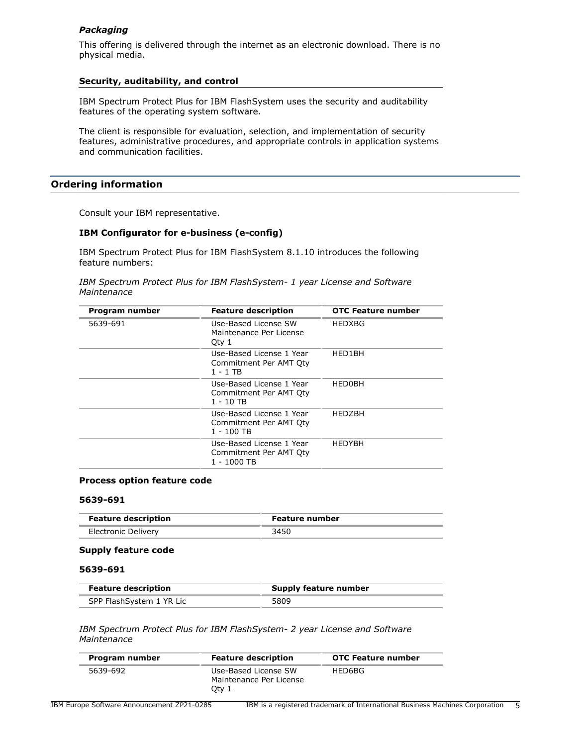### *Packaging*

This offering is delivered through the internet as an electronic download. There is no physical media.

### Security, auditability, and control

IBM Spectrum Protect Plus for IBM FlashSystem uses the security and auditability features of the operating system software.

The client is responsible for evaluation, selection, and implementation of security features, administrative procedures, and appropriate controls in application systems and communication facilities.

## Ordering information

Consult your IBM representative.

### IBM Configurator for e-business (e-config)

IBM Spectrum Protect Plus for IBM FlashSystem 8.1.10 introduces the following feature numbers:

*IBM Spectrum Protect Plus for IBM FlashSystem- 1 year License and Software Maintenance*

| Program number | Feature description | OTC Feature number |
|---|---|---|
| 5639-691 | Use-Based License SW Maintenance Per License Qty 1 | HEDXBG |
| | Use-Based License 1 Year Commitment Per AMT Qty 1 - 1 TB | HED1BH |
| | Use-Based License 1 Year Commitment Per AMT Qty 1 - 10 TB | HED0BH |
| | Use-Based License 1 Year Commitment Per AMT Qty 1 - 100 TB | HEDZBH |
| | Use-Based License 1 Year Commitment Per AMT Qty 1 - 1000 TB | HEDYBH |

### Process option feature code

### 5639-691

| Feature description | Feature number |
|---|---|
| Electronic Delivery | 3450 |

### Supply feature code

### 5639-691

| Feature description | Supply feature number |
|---|---|
| SPP FlashSystem 1 YR Lic | 5809 |

*IBM Spectrum Protect Plus for IBM FlashSystem- 2 year License and Software Maintenance*

| Program number | Feature description | OTC Feature number |
|---|---|---|
| 5639-692 | Use-Based License SW Maintenance Per License Qty 1 | HED6BG |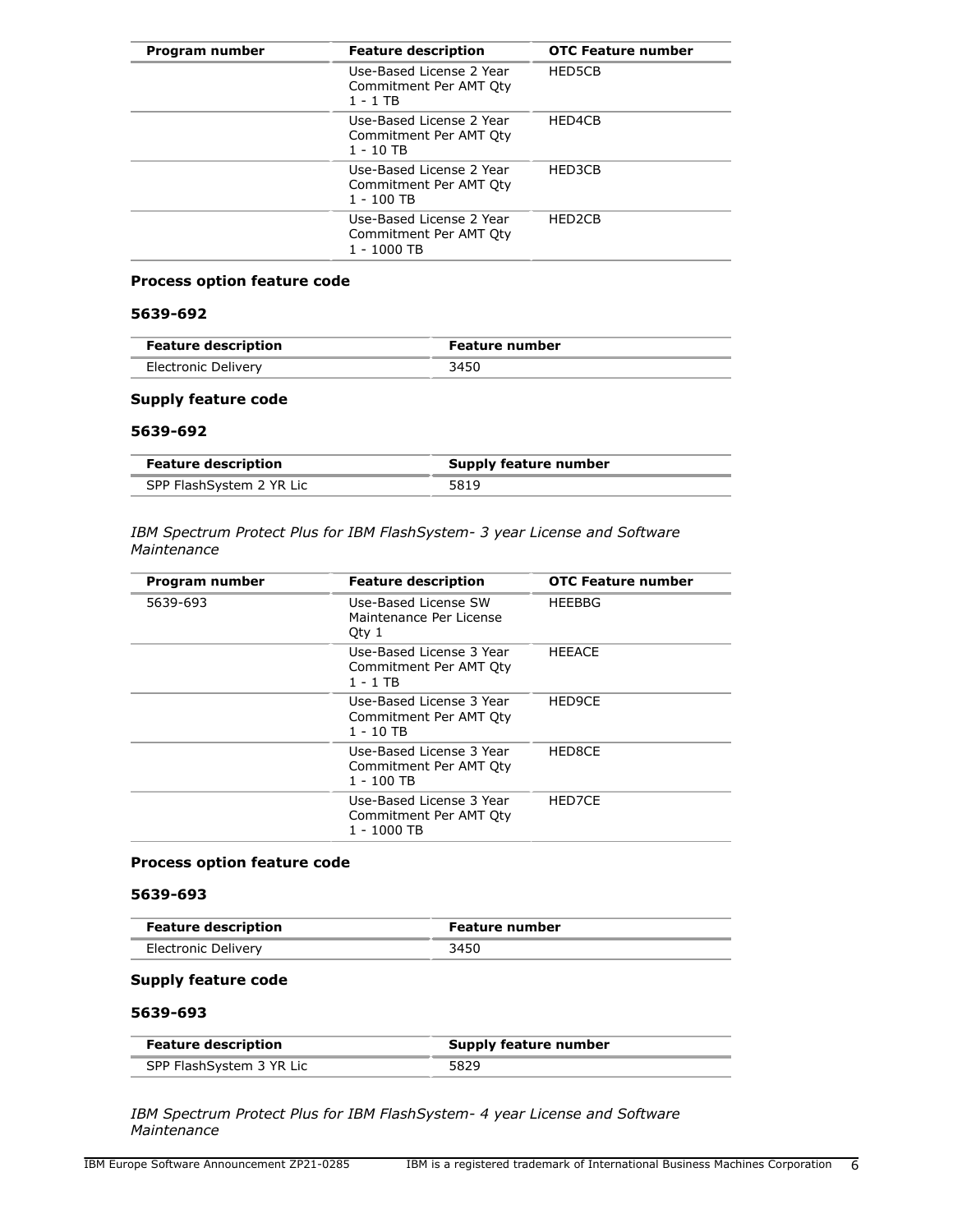| Program number | Feature description | OTC Feature number |
|---|---|---|
| | Use-Based License 2 Year Commitment Per AMT Qty 1 - 1 TB | HED5CB |
| | Use-Based License 2 Year Commitment Per AMT Qty 1 - 10 TB | HED4CB |
| | Use-Based License 2 Year Commitment Per AMT Qty 1 - 100 TB | HED3CB |
| | Use-Based License 2 Year Commitment Per AMT Qty 1 - 1000 TB | HED2CB |

**Process option feature code**

**5639-692**

| Feature description | Feature number |
|---|---|
| Electronic Delivery | 3450 |

**Supply feature code**

**5639-692**

| Feature description | Supply feature number |
|---|---|
| SPP FlashSystem 2 YR Lic | 5819 |

*IBM Spectrum Protect Plus for IBM FlashSystem- 3 year License and Software Maintenance*

| Program number | Feature description | OTC Feature number |
|---|---|---|
| 5639-693 | Use-Based License SW Maintenance Per License Qty 1 | HEEBBG |
| | Use-Based License 3 Year Commitment Per AMT Qty 1 - 1 TB | HEEACE |
| | Use-Based License 3 Year Commitment Per AMT Qty 1 - 10 TB | HED9CE |
| | Use-Based License 3 Year Commitment Per AMT Qty 1 - 100 TB | HED8CE |
| | Use-Based License 3 Year Commitment Per AMT Qty 1 - 1000 TB | HED7CE |

**Process option feature code**

**5639-693**

| Feature description | Feature number |
|---|---|
| Electronic Delivery | 3450 |

**Supply feature code**

**5639-693**

| Feature description | Supply feature number |
|---|---|
| SPP FlashSystem 3 YR Lic | 5829 |

*IBM Spectrum Protect Plus for IBM FlashSystem- 4 year License and Software Maintenance*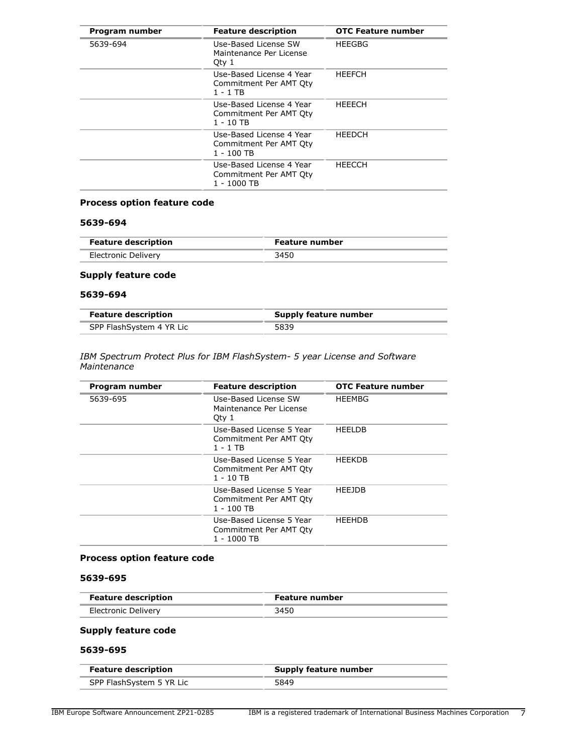| Program number | Feature description | OTC Feature number |
| --- | --- | --- |
| 5639-694 | Use-Based License SW Maintenance Per License Qty 1 | HEEGBG |
| | Use-Based License 4 Year Commitment Per AMT Qty 1 - 1 TB | HEEFCH |
| | Use-Based License 4 Year Commitment Per AMT Qty 1 - 10 TB | HEEECH |
| | Use-Based License 4 Year Commitment Per AMT Qty 1 - 100 TB | HEEDCH |
| | Use-Based License 4 Year Commitment Per AMT Qty 1 - 1000 TB | HEECCH |

### Process option feature code

### 5639-694

| Feature description | Feature number |
| --- | --- |
| Electronic Delivery | 3450 |

### Supply feature code

### 5639-694

| Feature description | Supply feature number |
| --- | --- |
| SPP FlashSystem 4 YR Lic | 5839 |

*IBM Spectrum Protect Plus for IBM FlashSystem- 5 year License and Software Maintenance*

| Program number | Feature description | OTC Feature number |
| --- | --- | --- |
| 5639-695 | Use-Based License SW Maintenance Per License Qty 1 | HEEMBG |
| | Use-Based License 5 Year Commitment Per AMT Qty 1 - 1 TB | HEELDB |
| | Use-Based License 5 Year Commitment Per AMT Qty 1 - 10 TB | HEEKDB |
| | Use-Based License 5 Year Commitment Per AMT Qty 1 - 100 TB | HEEJDB |
| | Use-Based License 5 Year Commitment Per AMT Qty 1 - 1000 TB | HEEHDB |

### Process option feature code

### 5639-695

| Feature description | Feature number |
| --- | --- |
| Electronic Delivery | 3450 |

### Supply feature code

### 5639-695

| Feature description | Supply feature number |
| --- | --- |
| SPP FlashSystem 5 YR Lic | 5849 |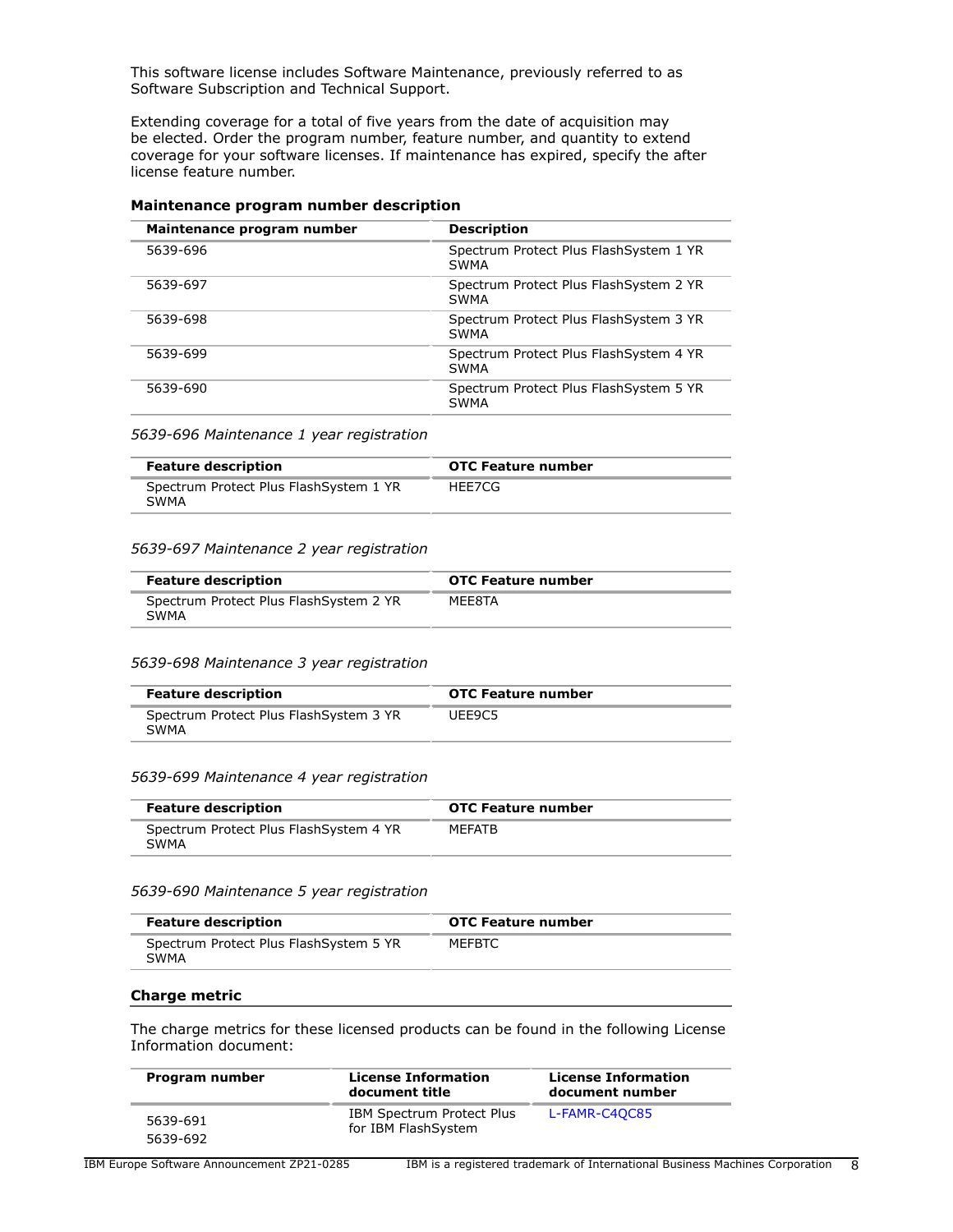This software license includes Software Maintenance, previously referred to as Software Subscription and Technical Support.

Extending coverage for a total of five years from the date of acquisition may be elected. Order the program number, feature number, and quantity to extend coverage for your software licenses. If maintenance has expired, specify the after license feature number.

**Maintenance program number description**

| Maintenance program number | Description |
|---|---|
| 5639-696 | Spectrum Protect Plus FlashSystem 1 YR SWMA |
| 5639-697 | Spectrum Protect Plus FlashSystem 2 YR SWMA |
| 5639-698 | Spectrum Protect Plus FlashSystem 3 YR SWMA |
| 5639-699 | Spectrum Protect Plus FlashSystem 4 YR SWMA |
| 5639-690 | Spectrum Protect Plus FlashSystem 5 YR SWMA |

*5639-696 Maintenance 1 year registration*

| Feature description | OTC Feature number |
|---|---|
| Spectrum Protect Plus FlashSystem 1 YR SWMA | HEE7CG |

*5639-697 Maintenance 2 year registration*

| Feature description | OTC Feature number |
|---|---|
| Spectrum Protect Plus FlashSystem 2 YR SWMA | MEE8TA |

*5639-698 Maintenance 3 year registration*

| Feature description | OTC Feature number |
|---|---|
| Spectrum Protect Plus FlashSystem 3 YR SWMA | UEE9C5 |

*5639-699 Maintenance 4 year registration*

| Feature description | OTC Feature number |
|---|---|
| Spectrum Protect Plus FlashSystem 4 YR SWMA | MEFATB |

*5639-690 Maintenance 5 year registration*

| Feature description | OTC Feature number |
|---|---|
| Spectrum Protect Plus FlashSystem 5 YR SWMA | MEFBTC |

## Charge metric

The charge metrics for these licensed products can be found in the following License Information document:

| Program number | License Information document title | License Information document number |
|---|---|---|
| 5639-691<br>5639-692 | IBM Spectrum Protect Plus for IBM FlashSystem | L-FAMR-C4QC85 |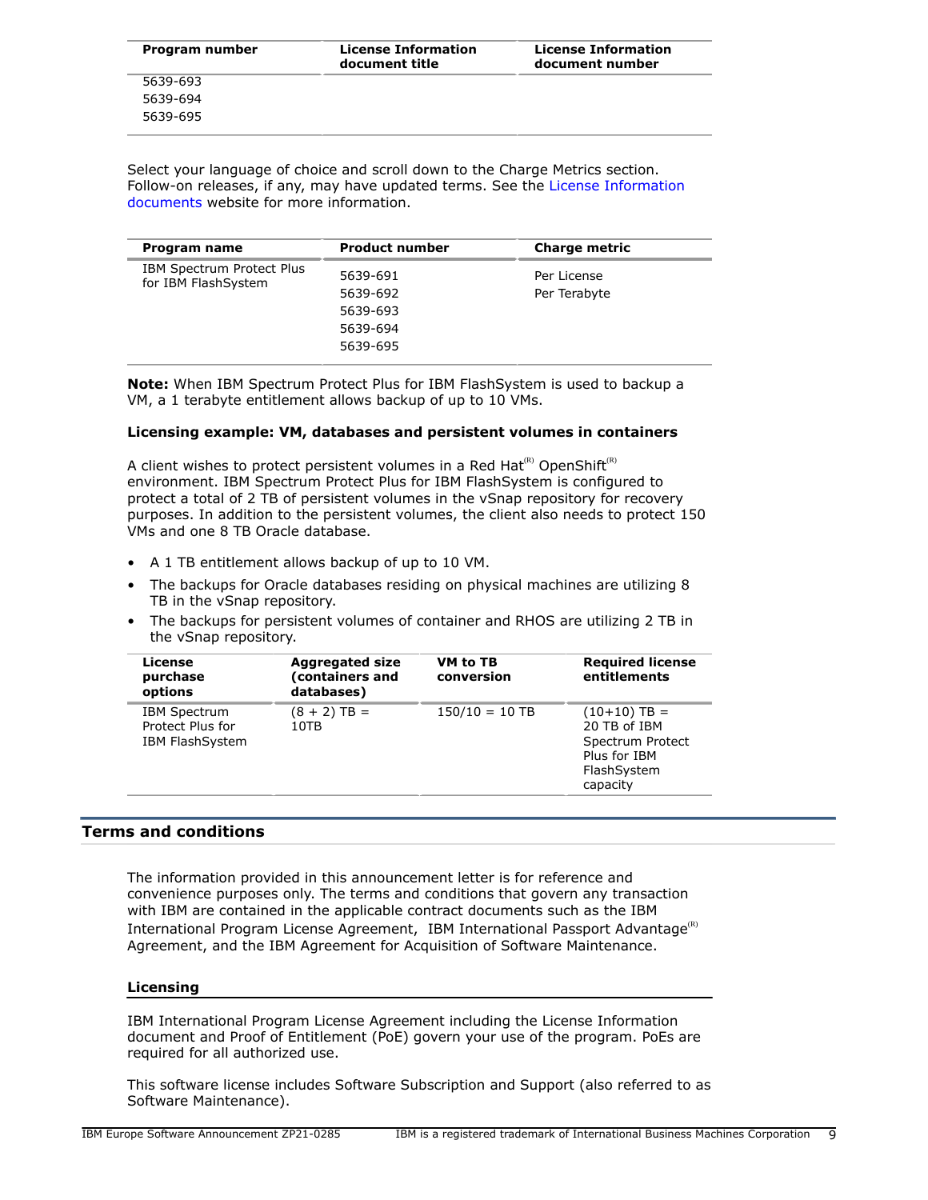| Program number | License Information document title | License Information document number |
|---|---|---|
| 5639-693<br>5639-694<br>5639-695 | | |

Select your language of choice and scroll down to the Charge Metrics section. Follow-on releases, if any, may have updated terms. See the License Information documents website for more information.

| Program name | Product number | Charge metric |
|---|---|---|
| IBM Spectrum Protect Plus for IBM FlashSystem | 5639-691<br>5639-692<br>5639-693<br>5639-694<br>5639-695 | Per License<br>Per Terabyte |

**Note:** When IBM Spectrum Protect Plus for IBM FlashSystem is used to backup a VM, a 1 terabyte entitlement allows backup of up to 10 VMs.

**Licensing example: VM, databases and persistent volumes in containers**

A client wishes to protect persistent volumes in a Red Hat(R) OpenShift(R) environment. IBM Spectrum Protect Plus for IBM FlashSystem is configured to protect a total of 2 TB of persistent volumes in the vSnap repository for recovery purposes. In addition to the persistent volumes, the client also needs to protect 150 VMs and one 8 TB Oracle database.

- A 1 TB entitlement allows backup of up to 10 VM.
- The backups for Oracle databases residing on physical machines are utilizing 8 TB in the vSnap repository.
- The backups for persistent volumes of container and RHOS are utilizing 2 TB in the vSnap repository.

| License purchase options | Aggregated size (containers and databases) | VM to TB conversion | Required license entitlements |
|---|---|---|---|
| IBM Spectrum Protect Plus for IBM FlashSystem | (8 + 2) TB = 10TB | 150/10 = 10 TB | (10+10) TB = 20 TB of IBM Spectrum Protect Plus for IBM FlashSystem capacity |

## Terms and conditions

The information provided in this announcement letter is for reference and convenience purposes only. The terms and conditions that govern any transaction with IBM are contained in the applicable contract documents such as the IBM International Program License Agreement, IBM International Passport Advantage(R) Agreement, and the IBM Agreement for Acquisition of Software Maintenance.

### Licensing

IBM International Program License Agreement including the License Information document and Proof of Entitlement (PoE) govern your use of the program. PoEs are required for all authorized use.

This software license includes Software Subscription and Support (also referred to as Software Maintenance).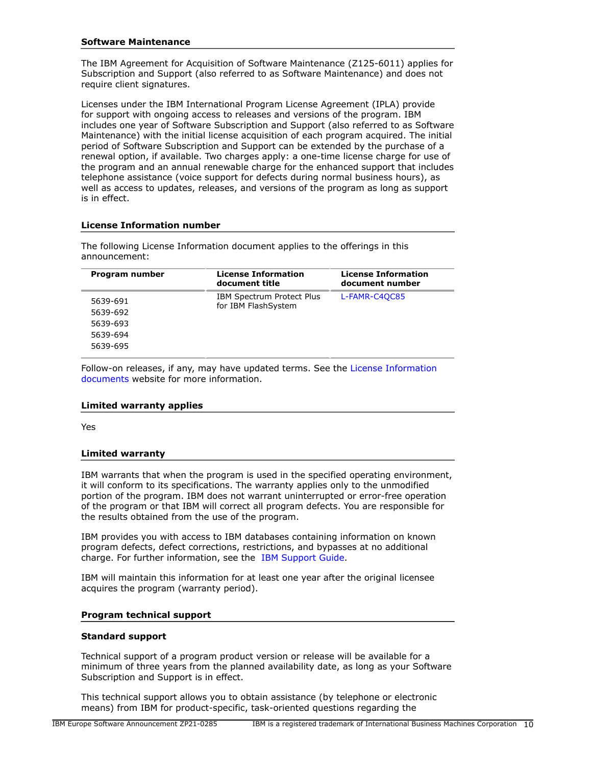### Software Maintenance

The IBM Agreement for Acquisition of Software Maintenance (Z125-6011) applies for Subscription and Support (also referred to as Software Maintenance) and does not require client signatures.

Licenses under the IBM International Program License Agreement (IPLA) provide for support with ongoing access to releases and versions of the program. IBM includes one year of Software Subscription and Support (also referred to as Software Maintenance) with the initial license acquisition of each program acquired. The initial period of Software Subscription and Support can be extended by the purchase of a renewal option, if available. Two charges apply: a one-time license charge for use of the program and an annual renewable charge for the enhanced support that includes telephone assistance (voice support for defects during normal business hours), as well as access to updates, releases, and versions of the program as long as support is in effect.

### License Information number

The following License Information document applies to the offerings in this announcement:

| Program number | License Information document title | License Information document number |
|---|---|---|
| 5639-691<br>5639-692<br>5639-693<br>5639-694<br>5639-695 | IBM Spectrum Protect Plus for IBM FlashSystem | L-FAMR-C4QC85 |

Follow-on releases, if any, may have updated terms. See the License Information documents website for more information.

### Limited warranty applies

Yes

### Limited warranty

IBM warrants that when the program is used in the specified operating environment, it will conform to its specifications. The warranty applies only to the unmodified portion of the program. IBM does not warrant uninterrupted or error-free operation of the program or that IBM will correct all program defects. You are responsible for the results obtained from the use of the program.

IBM provides you with access to IBM databases containing information on known program defects, defect corrections, restrictions, and bypasses at no additional charge. For further information, see the IBM Support Guide.

IBM will maintain this information for at least one year after the original licensee acquires the program (warranty period).

### Program technical support

#### Standard support

Technical support of a program product version or release will be available for a minimum of three years from the planned availability date, as long as your Software Subscription and Support is in effect.

This technical support allows you to obtain assistance (by telephone or electronic means) from IBM for product-specific, task-oriented questions regarding the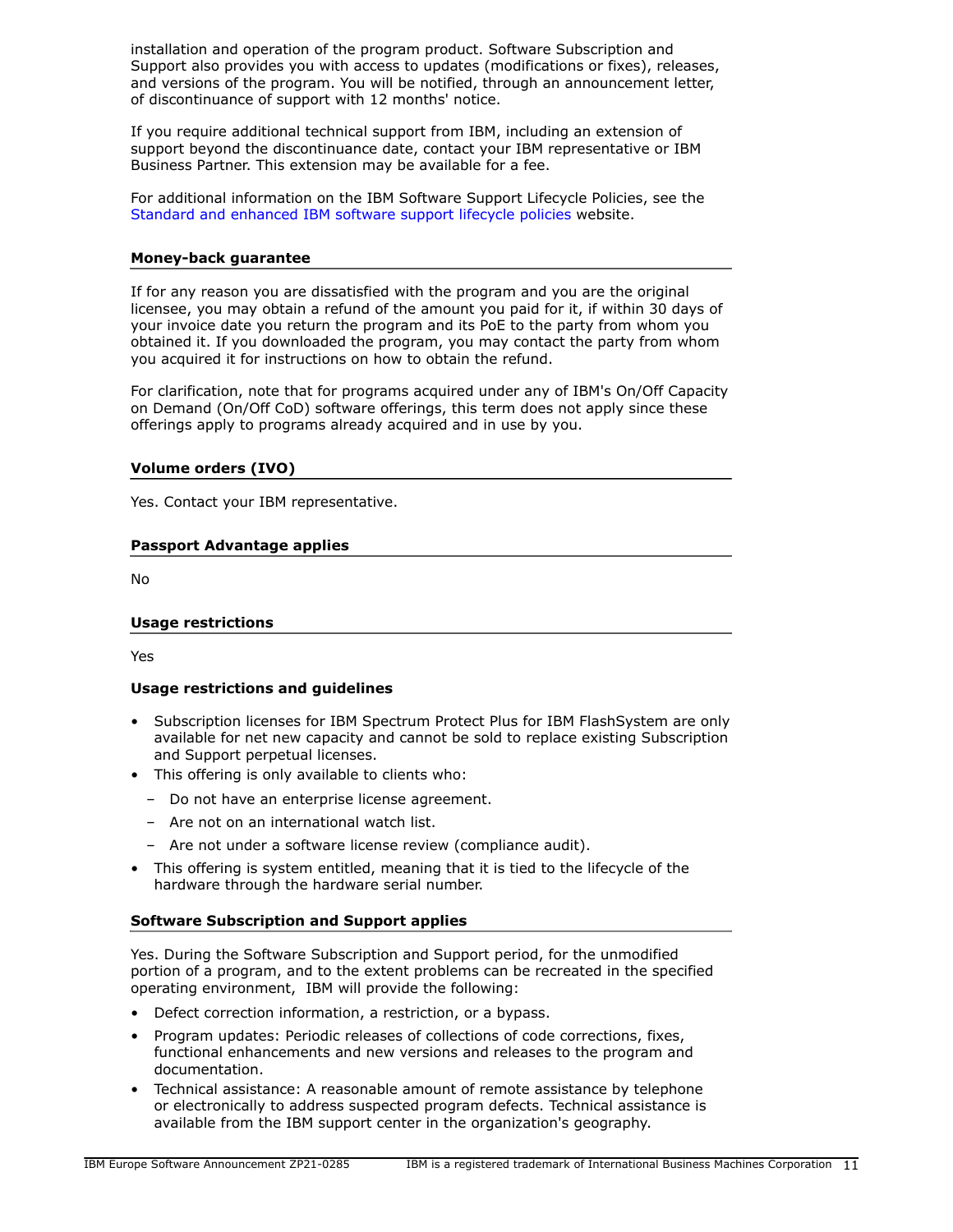installation and operation of the program product. Software Subscription and Support also provides you with access to updates (modifications or fixes), releases, and versions of the program. You will be notified, through an announcement letter, of discontinuance of support with 12 months' notice.

If you require additional technical support from IBM, including an extension of support beyond the discontinuance date, contact your IBM representative or IBM Business Partner. This extension may be available for a fee.

For additional information on the IBM Software Support Lifecycle Policies, see the Standard and enhanced IBM software support lifecycle policies website.

## Money-back guarantee

If for any reason you are dissatisfied with the program and you are the original licensee, you may obtain a refund of the amount you paid for it, if within 30 days of your invoice date you return the program and its PoE to the party from whom you obtained it. If you downloaded the program, you may contact the party from whom you acquired it for instructions on how to obtain the refund.

For clarification, note that for programs acquired under any of IBM's On/Off Capacity on Demand (On/Off CoD) software offerings, this term does not apply since these offerings apply to programs already acquired and in use by you.

## Volume orders (IVO)

Yes. Contact your IBM representative.

## Passport Advantage applies

No

## Usage restrictions

Yes

### Usage restrictions and guidelines

- Subscription licenses for IBM Spectrum Protect Plus for IBM FlashSystem are only available for net new capacity and cannot be sold to replace existing Subscription and Support perpetual licenses.
- This offering is only available to clients who:
  - Do not have an enterprise license agreement.
  - Are not on an international watch list.
  - Are not under a software license review (compliance audit).
- This offering is system entitled, meaning that it is tied to the lifecycle of the hardware through the hardware serial number.

## Software Subscription and Support applies

Yes. During the Software Subscription and Support period, for the unmodified portion of a program, and to the extent problems can be recreated in the specified operating environment, IBM will provide the following:

- Defect correction information, a restriction, or a bypass.
- Program updates: Periodic releases of collections of code corrections, fixes, functional enhancements and new versions and releases to the program and documentation.
- Technical assistance: A reasonable amount of remote assistance by telephone or electronically to address suspected program defects. Technical assistance is available from the IBM support center in the organization's geography.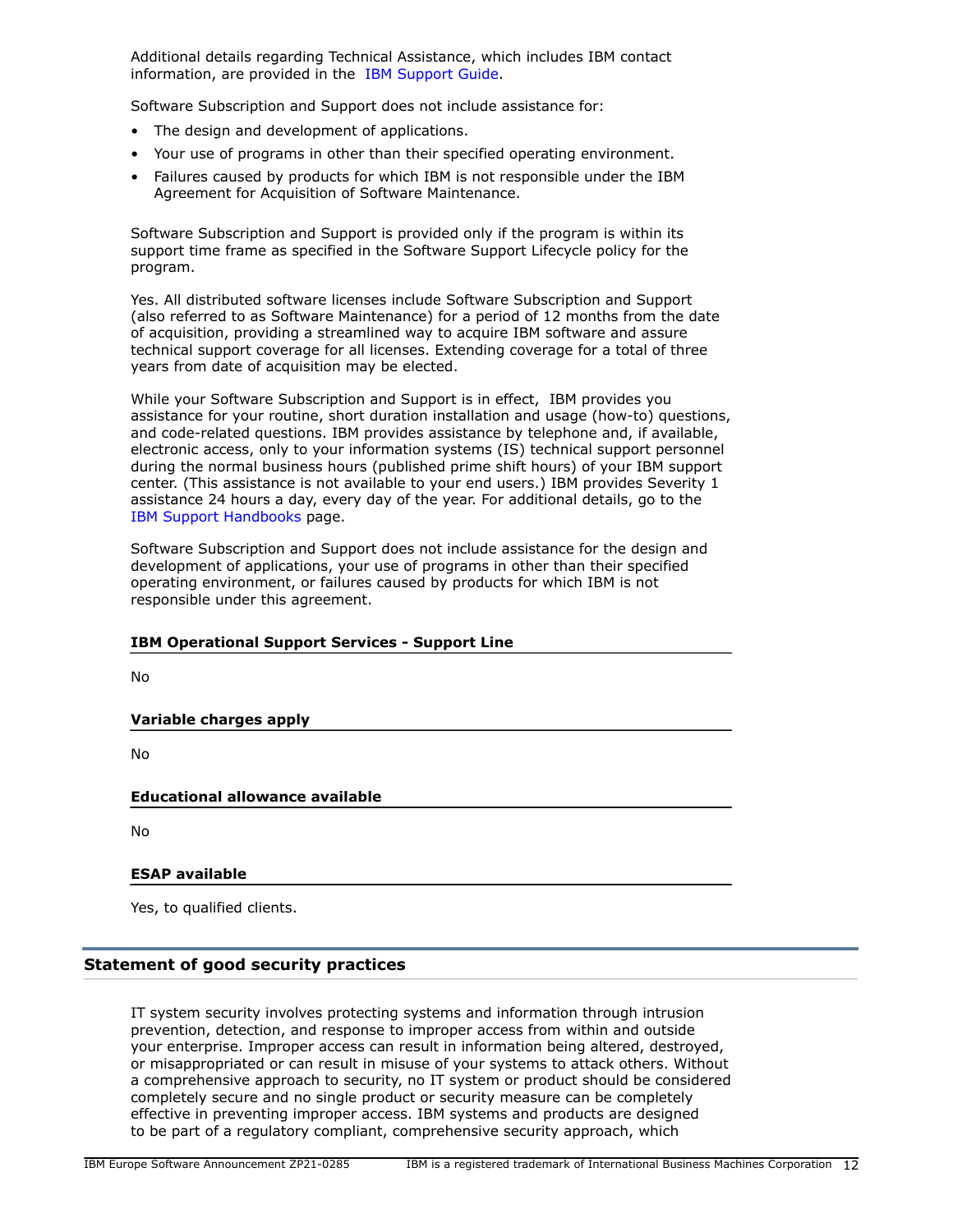Additional details regarding Technical Assistance, which includes IBM contact information, are provided in the IBM Support Guide.

Software Subscription and Support does not include assistance for:

- The design and development of applications.
- Your use of programs in other than their specified operating environment.
- Failures caused by products for which IBM is not responsible under the IBM Agreement for Acquisition of Software Maintenance.

Software Subscription and Support is provided only if the program is within its support time frame as specified in the Software Support Lifecycle policy for the program.

Yes. All distributed software licenses include Software Subscription and Support (also referred to as Software Maintenance) for a period of 12 months from the date of acquisition, providing a streamlined way to acquire IBM software and assure technical support coverage for all licenses. Extending coverage for a total of three years from date of acquisition may be elected.

While your Software Subscription and Support is in effect, IBM provides you assistance for your routine, short duration installation and usage (how-to) questions, and code-related questions. IBM provides assistance by telephone and, if available, electronic access, only to your information systems (IS) technical support personnel during the normal business hours (published prime shift hours) of your IBM support center. (This assistance is not available to your end users.) IBM provides Severity 1 assistance 24 hours a day, every day of the year. For additional details, go to the IBM Support Handbooks page.

Software Subscription and Support does not include assistance for the design and development of applications, your use of programs in other than their specified operating environment, or failures caused by products for which IBM is not responsible under this agreement.

### IBM Operational Support Services - Support Line

No

### Variable charges apply

No

### Educational allowance available

No

### ESAP available

Yes, to qualified clients.

## Statement of good security practices

IT system security involves protecting systems and information through intrusion prevention, detection, and response to improper access from within and outside your enterprise. Improper access can result in information being altered, destroyed, or misappropriated or can result in misuse of your systems to attack others. Without a comprehensive approach to security, no IT system or product should be considered completely secure and no single product or security measure can be completely effective in preventing improper access. IBM systems and products are designed to be part of a regulatory compliant, comprehensive security approach, which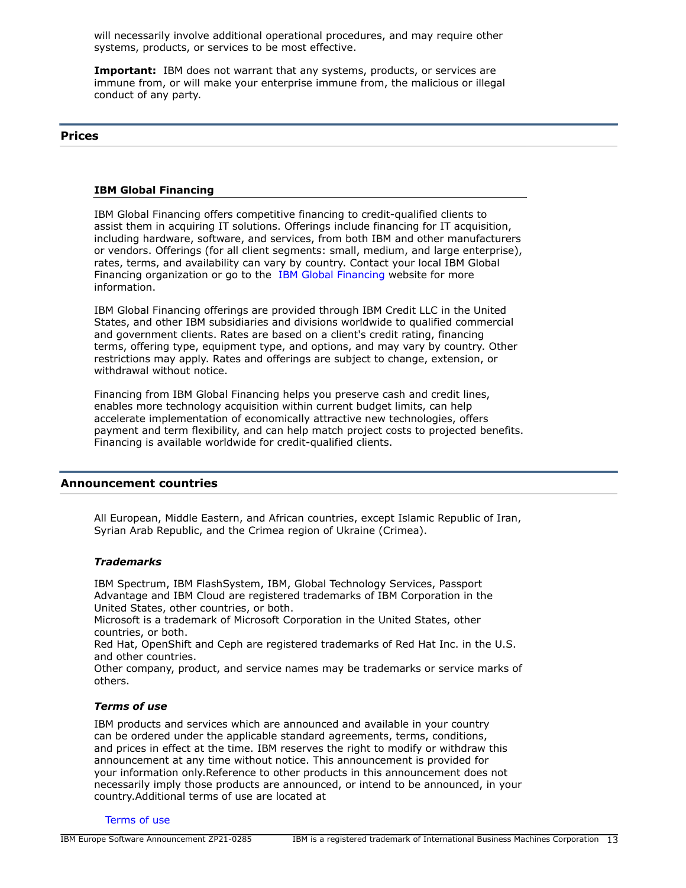will necessarily involve additional operational procedures, and may require other systems, products, or services to be most effective.

**Important:** IBM does not warrant that any systems, products, or services are immune from, or will make your enterprise immune from, the malicious or illegal conduct of any party.

## Prices

### IBM Global Financing

IBM Global Financing offers competitive financing to credit-qualified clients to assist them in acquiring IT solutions. Offerings include financing for IT acquisition, including hardware, software, and services, from both IBM and other manufacturers or vendors. Offerings (for all client segments: small, medium, and large enterprise), rates, terms, and availability can vary by country. Contact your local IBM Global Financing organization or go to the IBM Global Financing website for more information.

IBM Global Financing offerings are provided through IBM Credit LLC in the United States, and other IBM subsidiaries and divisions worldwide to qualified commercial and government clients. Rates are based on a client's credit rating, financing terms, offering type, equipment type, and options, and may vary by country. Other restrictions may apply. Rates and offerings are subject to change, extension, or withdrawal without notice.

Financing from IBM Global Financing helps you preserve cash and credit lines, enables more technology acquisition within current budget limits, can help accelerate implementation of economically attractive new technologies, offers payment and term flexibility, and can help match project costs to projected benefits. Financing is available worldwide for credit-qualified clients.

## Announcement countries

All European, Middle Eastern, and African countries, except Islamic Republic of Iran, Syrian Arab Republic, and the Crimea region of Ukraine (Crimea).

### *Trademarks*

IBM Spectrum, IBM FlashSystem, IBM, Global Technology Services, Passport Advantage and IBM Cloud are registered trademarks of IBM Corporation in the United States, other countries, or both.
Microsoft is a trademark of Microsoft Corporation in the United States, other countries, or both.
Red Hat, OpenShift and Ceph are registered trademarks of Red Hat Inc. in the U.S. and other countries.
Other company, product, and service names may be trademarks or service marks of others.

### *Terms of use*

IBM products and services which are announced and available in your country can be ordered under the applicable standard agreements, terms, conditions, and prices in effect at the time. IBM reserves the right to modify or withdraw this announcement at any time without notice. This announcement is provided for your information only.Reference to other products in this announcement does not necessarily imply those products are announced, or intend to be announced, in your country.Additional terms of use are located at

Terms of use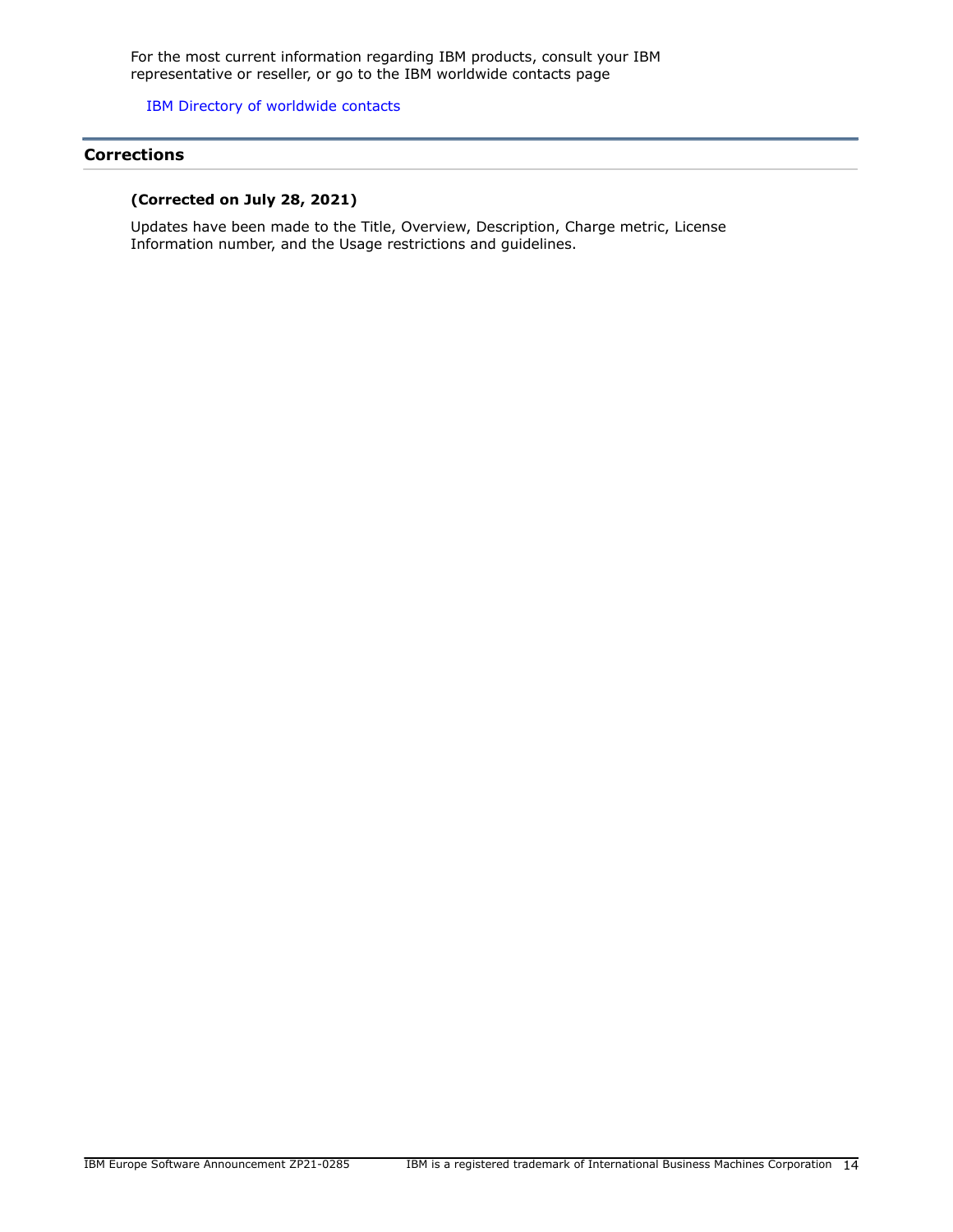For the most current information regarding IBM products, consult your IBM representative or reseller, or go to the IBM worldwide contacts page

IBM Directory of worldwide contacts

## Corrections

### (Corrected on July 28, 2021)

Updates have been made to the Title, Overview, Description, Charge metric, License Information number, and the Usage restrictions and guidelines.